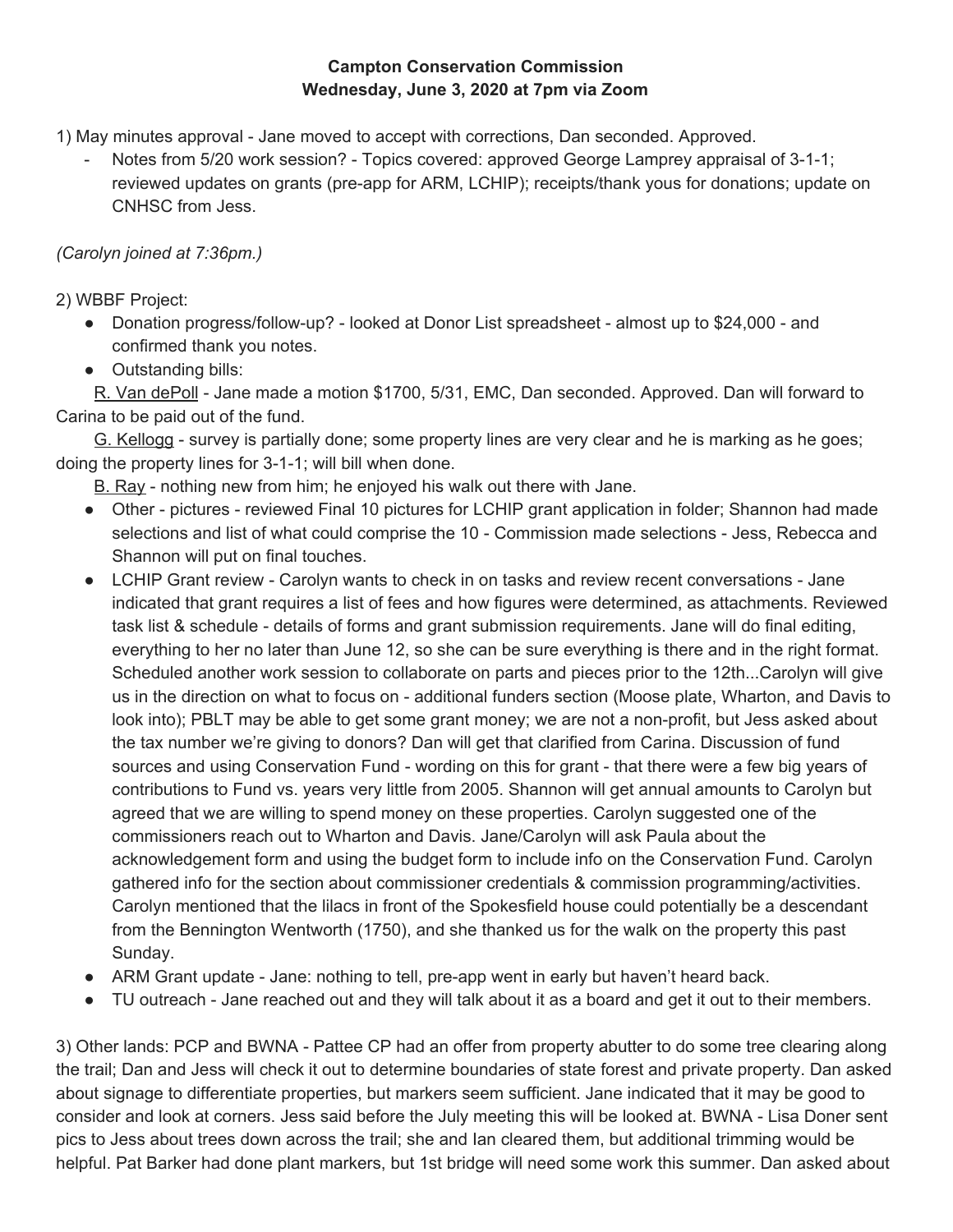**Campton Conservation Commission**
**Wednesday, June 3, 2020 at 7pm via Zoom**

1) May minutes approval - Jane moved to accept with corrections, Dan seconded. Approved.

- Notes from 5/20 work session? - Topics covered: approved George Lamprey appraisal of 3-1-1; reviewed updates on grants (pre-app for ARM, LCHIP); receipts/thank yous for donations; update on CNHSC from Jess.

*(Carolyn joined at 7:36pm.)*

2) WBBF Project:

- Donation progress/follow-up? - looked at Donor List spreadsheet - almost up to $24,000 - and confirmed thank you notes.
- Outstanding bills:

<u>R. Van dePoll</u> - Jane made a motion $1700, 5/31, EMC, Dan seconded. Approved. Dan will forward to Carina to be paid out of the fund.

<u>G. Kellogg</u> - survey is partially done; some property lines are very clear and he is marking as he goes; doing the property lines for 3-1-1; will bill when done.

<u>B. Ray</u> - nothing new from him; he enjoyed his walk out there with Jane.

- Other - pictures - reviewed Final 10 pictures for LCHIP grant application in folder; Shannon had made selections and list of what could comprise the 10 - Commission made selections - Jess, Rebecca and Shannon will put on final touches.
- LCHIP Grant review - Carolyn wants to check in on tasks and review recent conversations - Jane indicated that grant requires a list of fees and how figures were determined, as attachments. Reviewed task list & schedule - details of forms and grant submission requirements. Jane will do final editing, everything to her no later than June 12, so she can be sure everything is there and in the right format. Scheduled another work session to collaborate on parts and pieces prior to the 12th...Carolyn will give us in the direction on what to focus on - additional funders section (Moose plate, Wharton, and Davis to look into); PBLT may be able to get some grant money; we are not a non-profit, but Jess asked about the tax number we're giving to donors? Dan will get that clarified from Carina. Discussion of fund sources and using Conservation Fund - wording on this for grant - that there were a few big years of contributions to Fund vs. years very little from 2005. Shannon will get annual amounts to Carolyn but agreed that we are willing to spend money on these properties. Carolyn suggested one of the commissioners reach out to Wharton and Davis. Jane/Carolyn will ask Paula about the acknowledgement form and using the budget form to include info on the Conservation Fund. Carolyn gathered info for the section about commissioner credentials & commission programming/activities. Carolyn mentioned that the lilacs in front of the Spokesfield house could potentially be a descendant from the Bennington Wentworth (1750), and she thanked us for the walk on the property this past Sunday.
- ARM Grant update - Jane: nothing to tell, pre-app went in early but haven't heard back.
- TU outreach - Jane reached out and they will talk about it as a board and get it out to their members.

3) Other lands: PCP and BWNA - Pattee CP had an offer from property abutter to do some tree clearing along the trail; Dan and Jess will check it out to determine boundaries of state forest and private property. Dan asked about signage to differentiate properties, but markers seem sufficient. Jane indicated that it may be good to consider and look at corners. Jess said before the July meeting this will be looked at. BWNA - Lisa Doner sent pics to Jess about trees down across the trail; she and Ian cleared them, but additional trimming would be helpful. Pat Barker had done plant markers, but 1st bridge will need some work this summer. Dan asked about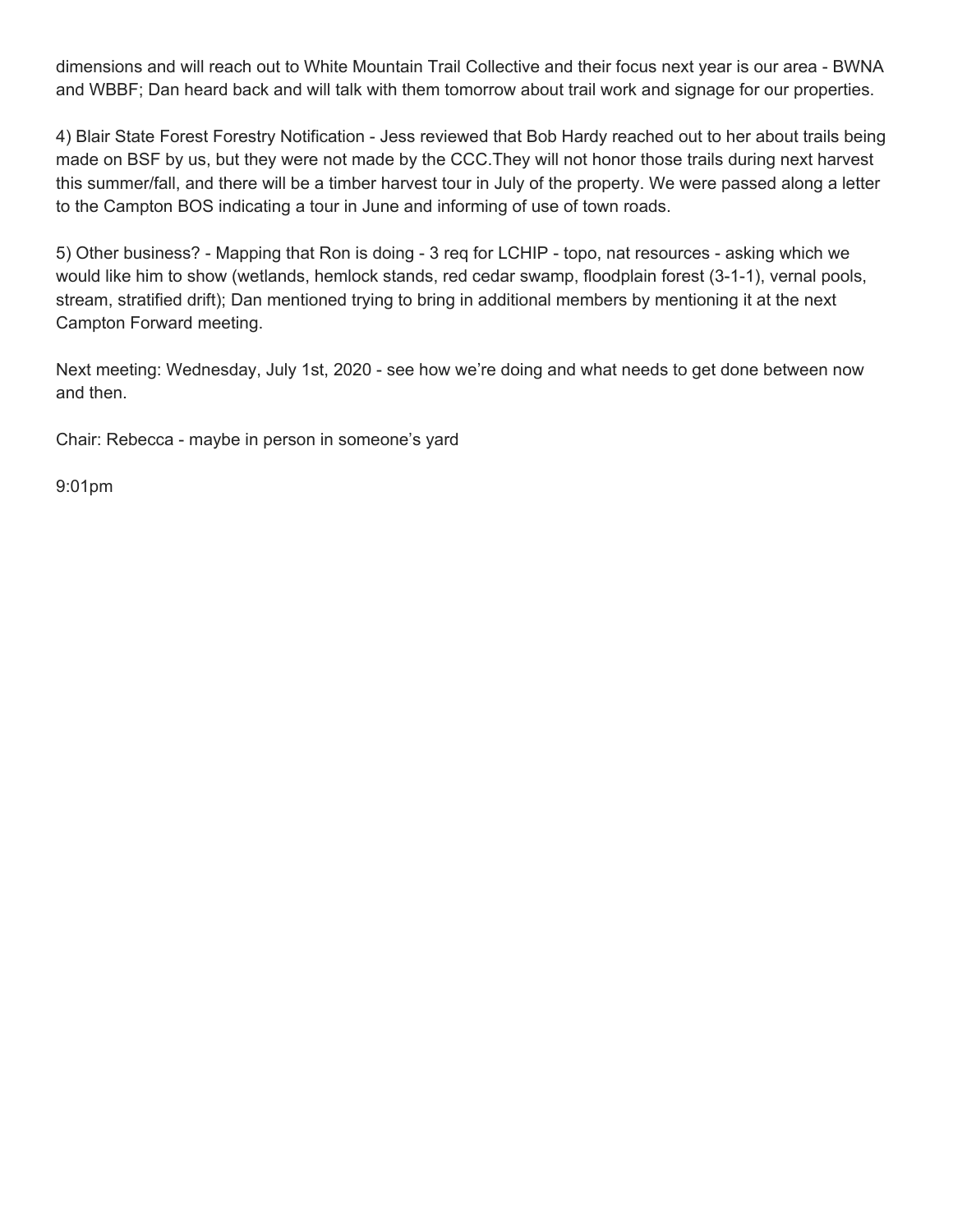dimensions and will reach out to White Mountain Trail Collective and their focus next year is our area - BWNA and WBBF; Dan heard back and will talk with them tomorrow about trail work and signage for our properties.

4) Blair State Forest Forestry Notification - Jess reviewed that Bob Hardy reached out to her about trails being made on BSF by us, but they were not made by the CCC.They will not honor those trails during next harvest this summer/fall, and there will be a timber harvest tour in July of the property. We were passed along a letter to the Campton BOS indicating a tour in June and informing of use of town roads.

5) Other business? - Mapping that Ron is doing - 3 req for LCHIP - topo, nat resources - asking which we would like him to show (wetlands, hemlock stands, red cedar swamp, floodplain forest (3-1-1), vernal pools, stream, stratified drift); Dan mentioned trying to bring in additional members by mentioning it at the next Campton Forward meeting.

Next meeting: Wednesday, July 1st, 2020 - see how we're doing and what needs to get done between now and then.

Chair: Rebecca - maybe in person in someone's yard

9:01pm